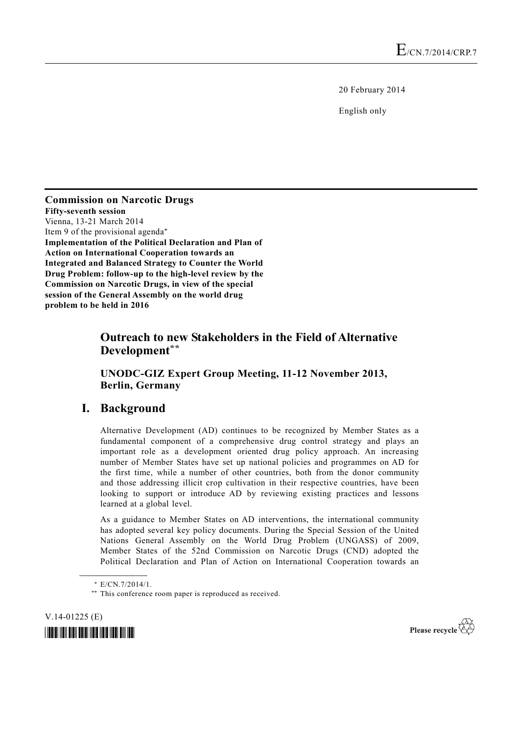E/CN.7/2014/CRP.7

20 February 2014

English only

**Commission on Narcotic Drugs**
**Fifty-seventh session**
Vienna, 13-21 March 2014
Item 9 of the provisional agenda*
**Implementation of the Political Declaration and Plan of Action on International Cooperation towards an Integrated and Balanced Strategy to Counter the World Drug Problem: follow-up to the high-level review by the Commission on Narcotic Drugs, in view of the special session of the General Assembly on the world drug problem to be held in 2016**

# Outreach to new Stakeholders in the Field of Alternative Development**

## UNODC-GIZ Expert Group Meeting, 11-12 November 2013, Berlin, Germany

## I. Background

Alternative Development (AD) continues to be recognized by Member States as a fundamental component of a comprehensive drug control strategy and plays an important role as a development oriented drug policy approach. An increasing number of Member States have set up national policies and programmes on AD for the first time, while a number of other countries, both from the donor community and those addressing illicit crop cultivation in their respective countries, have been looking to support or introduce AD by reviewing existing practices and lessons learned at a global level.

As a guidance to Member States on AD interventions, the international community has adopted several key policy documents. During the Special Session of the United Nations General Assembly on the World Drug Problem (UNGASS) of 2009, Member States of the 52nd Commission on Narcotic Drugs (CND) adopted the Political Declaration and Plan of Action on International Cooperation towards an

---

\* E/CN.7/2014/1.

\*\* This conference room paper is reproduced as received.

V.14-01225 (E)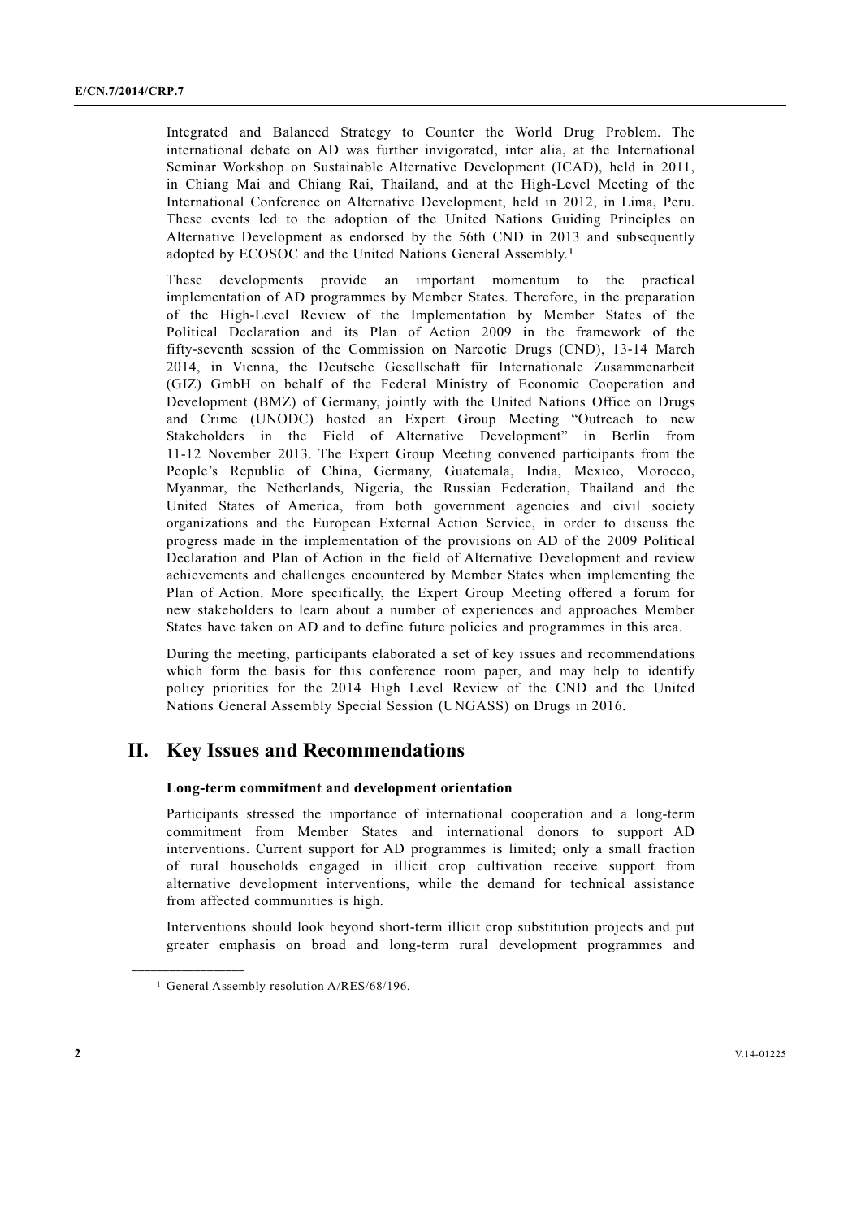Integrated and Balanced Strategy to Counter the World Drug Problem. The international debate on AD was further invigorated, inter alia, at the International Seminar Workshop on Sustainable Alternative Development (ICAD), held in 2011, in Chiang Mai and Chiang Rai, Thailand, and at the High-Level Meeting of the International Conference on Alternative Development, held in 2012, in Lima, Peru. These events led to the adoption of the United Nations Guiding Principles on Alternative Development as endorsed by the 56th CND in 2013 and subsequently adopted by ECOSOC and the United Nations General Assembly.[1]

These developments provide an important momentum to the practical implementation of AD programmes by Member States. Therefore, in the preparation of the High-Level Review of the Implementation by Member States of the Political Declaration and its Plan of Action 2009 in the framework of the fifty-seventh session of the Commission on Narcotic Drugs (CND), 13-14 March 2014, in Vienna, the Deutsche Gesellschaft für Internationale Zusammenarbeit (GIZ) GmbH on behalf of the Federal Ministry of Economic Cooperation and Development (BMZ) of Germany, jointly with the United Nations Office on Drugs and Crime (UNODC) hosted an Expert Group Meeting "Outreach to new Stakeholders in the Field of Alternative Development" in Berlin from 11-12 November 2013. The Expert Group Meeting convened participants from the People's Republic of China, Germany, Guatemala, India, Mexico, Morocco, Myanmar, the Netherlands, Nigeria, the Russian Federation, Thailand and the United States of America, from both government agencies and civil society organizations and the European External Action Service, in order to discuss the progress made in the implementation of the provisions on AD of the 2009 Political Declaration and Plan of Action in the field of Alternative Development and review achievements and challenges encountered by Member States when implementing the Plan of Action. More specifically, the Expert Group Meeting offered a forum for new stakeholders to learn about a number of experiences and approaches Member States have taken on AD and to define future policies and programmes in this area.

During the meeting, participants elaborated a set of key issues and recommendations which form the basis for this conference room paper, and may help to identify policy priorities for the 2014 High Level Review of the CND and the United Nations General Assembly Special Session (UNGASS) on Drugs in 2016.

## II. Key Issues and Recommendations

**Long-term commitment and development orientation**

Participants stressed the importance of international cooperation and a long-term commitment from Member States and international donors to support AD interventions. Current support for AD programmes is limited; only a small fraction of rural households engaged in illicit crop cultivation receive support from alternative development interventions, while the demand for technical assistance from affected communities is high.

Interventions should look beyond short-term illicit crop substitution projects and put greater emphasis on broad and long-term rural development programmes and

---

[1] General Assembly resolution A/RES/68/196.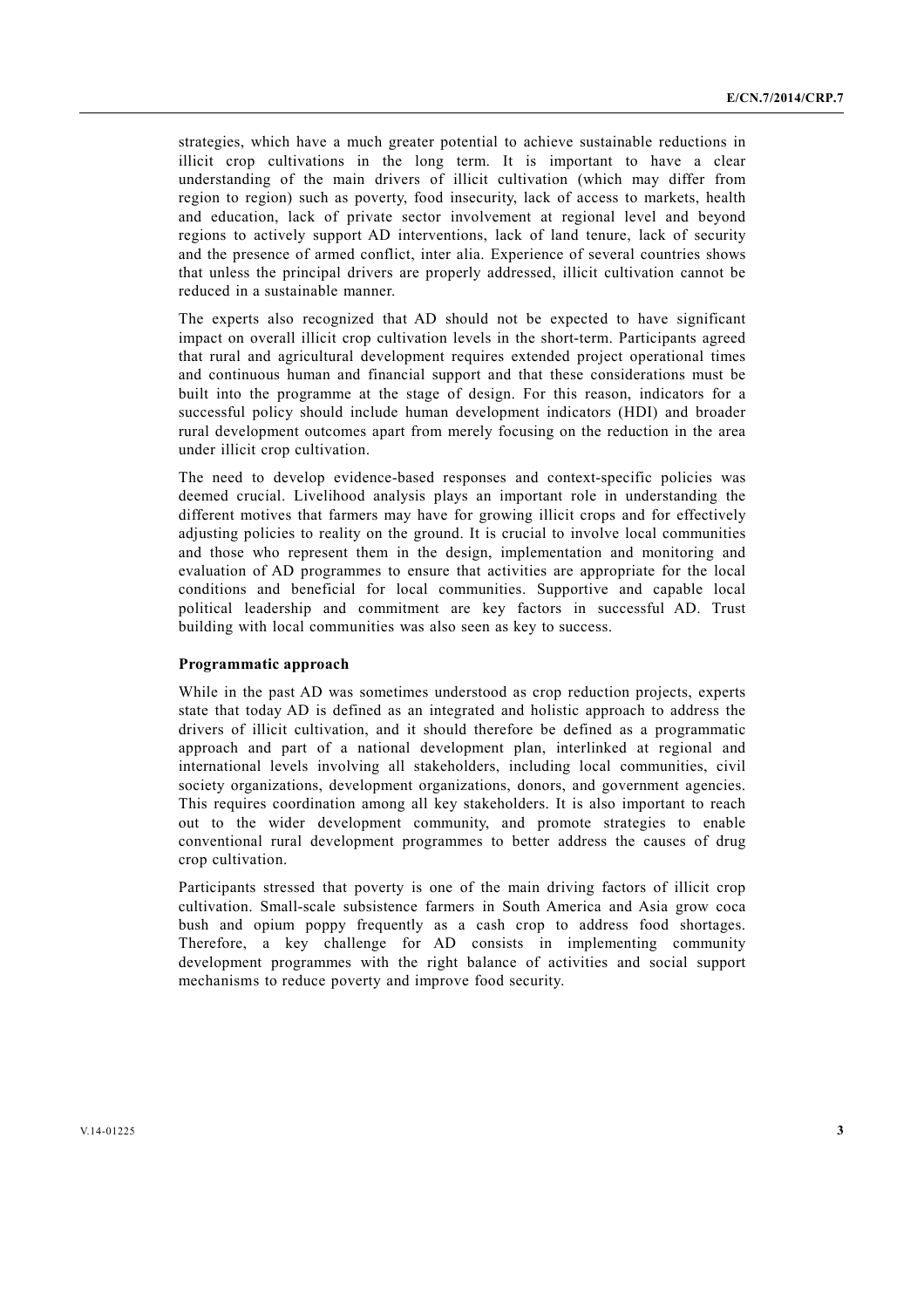strategies, which have a much greater potential to achieve sustainable reductions in illicit crop cultivations in the long term. It is important to have a clear understanding of the main drivers of illicit cultivation (which may differ from region to region) such as poverty, food insecurity, lack of access to markets, health and education, lack of private sector involvement at regional level and beyond regions to actively support AD interventions, lack of land tenure, lack of security and the presence of armed conflict, inter alia. Experience of several countries shows that unless the principal drivers are properly addressed, illicit cultivation cannot be reduced in a sustainable manner.

The experts also recognized that AD should not be expected to have significant impact on overall illicit crop cultivation levels in the short-term. Participants agreed that rural and agricultural development requires extended project operational times and continuous human and financial support and that these considerations must be built into the programme at the stage of design. For this reason, indicators for a successful policy should include human development indicators (HDI) and broader rural development outcomes apart from merely focusing on the reduction in the area under illicit crop cultivation.

The need to develop evidence-based responses and context-specific policies was deemed crucial. Livelihood analysis plays an important role in understanding the different motives that farmers may have for growing illicit crops and for effectively adjusting policies to reality on the ground. It is crucial to involve local communities and those who represent them in the design, implementation and monitoring and evaluation of AD programmes to ensure that activities are appropriate for the local conditions and beneficial for local communities. Supportive and capable local political leadership and commitment are key factors in successful AD. Trust building with local communities was also seen as key to success.

**Programmatic approach**

While in the past AD was sometimes understood as crop reduction projects, experts state that today AD is defined as an integrated and holistic approach to address the drivers of illicit cultivation, and it should therefore be defined as a programmatic approach and part of a national development plan, interlinked at regional and international levels involving all stakeholders, including local communities, civil society organizations, development organizations, donors, and government agencies. This requires coordination among all key stakeholders. It is also important to reach out to the wider development community, and promote strategies to enable conventional rural development programmes to better address the causes of drug crop cultivation.

Participants stressed that poverty is one of the main driving factors of illicit crop cultivation. Small-scale subsistence farmers in South America and Asia grow coca bush and opium poppy frequently as a cash crop to address food shortages. Therefore, a key challenge for AD consists in implementing community development programmes with the right balance of activities and social support mechanisms to reduce poverty and improve food security.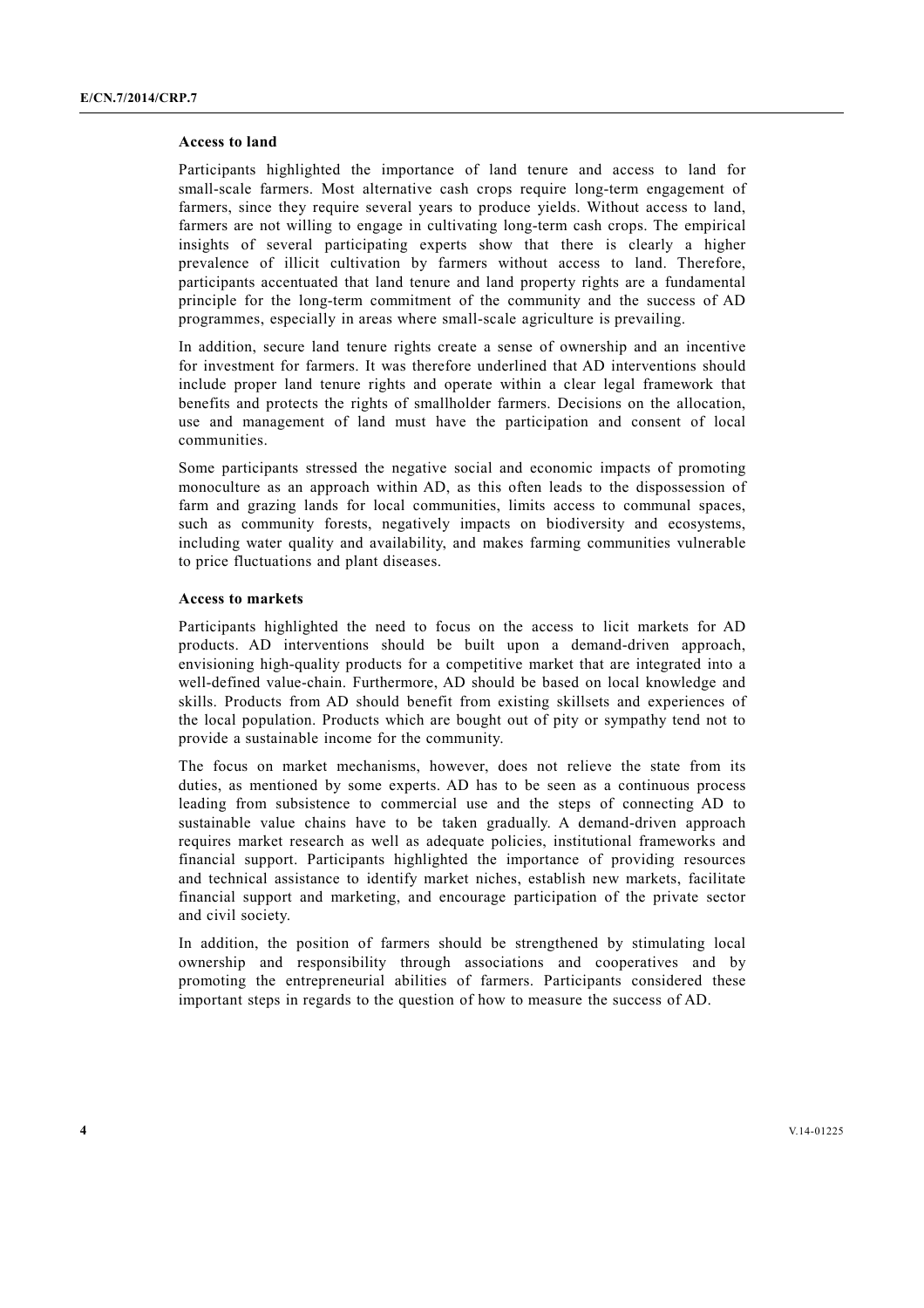### Access to land

Participants highlighted the importance of land tenure and access to land for small-scale farmers. Most alternative cash crops require long-term engagement of farmers, since they require several years to produce yields. Without access to land, farmers are not willing to engage in cultivating long-term cash crops. The empirical insights of several participating experts show that there is clearly a higher prevalence of illicit cultivation by farmers without access to land. Therefore, participants accentuated that land tenure and land property rights are a fundamental principle for the long-term commitment of the community and the success of AD programmes, especially in areas where small-scale agriculture is prevailing.

In addition, secure land tenure rights create a sense of ownership and an incentive for investment for farmers. It was therefore underlined that AD interventions should include proper land tenure rights and operate within a clear legal framework that benefits and protects the rights of smallholder farmers. Decisions on the allocation, use and management of land must have the participation and consent of local communities.

Some participants stressed the negative social and economic impacts of promoting monoculture as an approach within AD, as this often leads to the dispossession of farm and grazing lands for local communities, limits access to communal spaces, such as community forests, negatively impacts on biodiversity and ecosystems, including water quality and availability, and makes farming communities vulnerable to price fluctuations and plant diseases.

### Access to markets

Participants highlighted the need to focus on the access to licit markets for AD products. AD interventions should be built upon a demand-driven approach, envisioning high-quality products for a competitive market that are integrated into a well-defined value-chain. Furthermore, AD should be based on local knowledge and skills. Products from AD should benefit from existing skillsets and experiences of the local population. Products which are bought out of pity or sympathy tend not to provide a sustainable income for the community.

The focus on market mechanisms, however, does not relieve the state from its duties, as mentioned by some experts. AD has to be seen as a continuous process leading from subsistence to commercial use and the steps of connecting AD to sustainable value chains have to be taken gradually. A demand-driven approach requires market research as well as adequate policies, institutional frameworks and financial support. Participants highlighted the importance of providing resources and technical assistance to identify market niches, establish new markets, facilitate financial support and marketing, and encourage participation of the private sector and civil society.

In addition, the position of farmers should be strengthened by stimulating local ownership and responsibility through associations and cooperatives and by promoting the entrepreneurial abilities of farmers. Participants considered these important steps in regards to the question of how to measure the success of AD.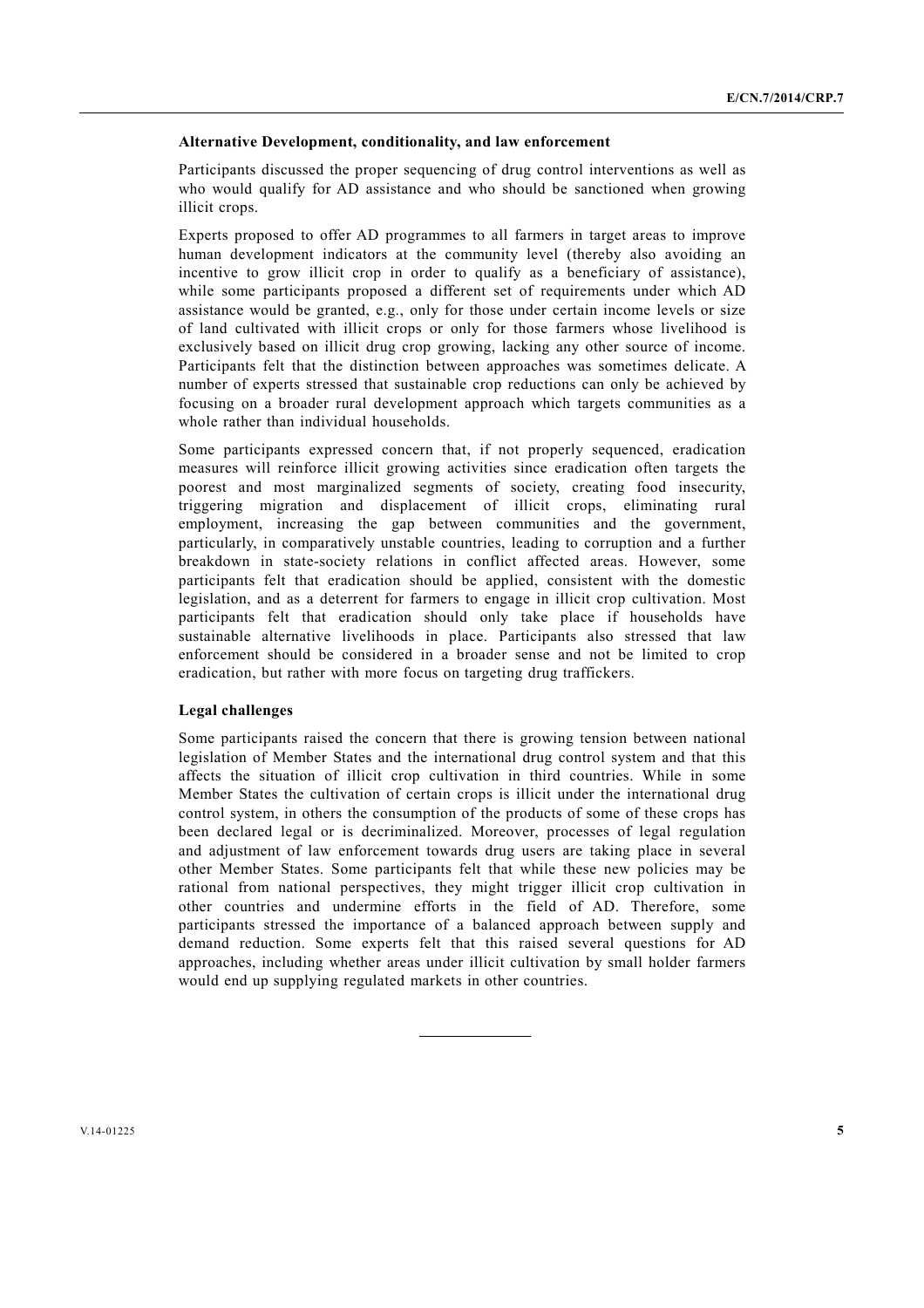### Alternative Development, conditionality, and law enforcement

Participants discussed the proper sequencing of drug control interventions as well as who would qualify for AD assistance and who should be sanctioned when growing illicit crops.

Experts proposed to offer AD programmes to all farmers in target areas to improve human development indicators at the community level (thereby also avoiding an incentive to grow illicit crop in order to qualify as a beneficiary of assistance), while some participants proposed a different set of requirements under which AD assistance would be granted, e.g., only for those under certain income levels or size of land cultivated with illicit crops or only for those farmers whose livelihood is exclusively based on illicit drug crop growing, lacking any other source of income. Participants felt that the distinction between approaches was sometimes delicate. A number of experts stressed that sustainable crop reductions can only be achieved by focusing on a broader rural development approach which targets communities as a whole rather than individual households.

Some participants expressed concern that, if not properly sequenced, eradication measures will reinforce illicit growing activities since eradication often targets the poorest and most marginalized segments of society, creating food insecurity, triggering migration and displacement of illicit crops, eliminating rural employment, increasing the gap between communities and the government, particularly, in comparatively unstable countries, leading to corruption and a further breakdown in state-society relations in conflict affected areas. However, some participants felt that eradication should be applied, consistent with the domestic legislation, and as a deterrent for farmers to engage in illicit crop cultivation. Most participants felt that eradication should only take place if households have sustainable alternative livelihoods in place. Participants also stressed that law enforcement should be considered in a broader sense and not be limited to crop eradication, but rather with more focus on targeting drug traffickers.

### Legal challenges

Some participants raised the concern that there is growing tension between national legislation of Member States and the international drug control system and that this affects the situation of illicit crop cultivation in third countries. While in some Member States the cultivation of certain crops is illicit under the international drug control system, in others the consumption of the products of some of these crops has been declared legal or is decriminalized. Moreover, processes of legal regulation and adjustment of law enforcement towards drug users are taking place in several other Member States. Some participants felt that while these new policies may be rational from national perspectives, they might trigger illicit crop cultivation in other countries and undermine efforts in the field of AD. Therefore, some participants stressed the importance of a balanced approach between supply and demand reduction. Some experts felt that this raised several questions for AD approaches, including whether areas under illicit cultivation by small holder farmers would end up supplying regulated markets in other countries.